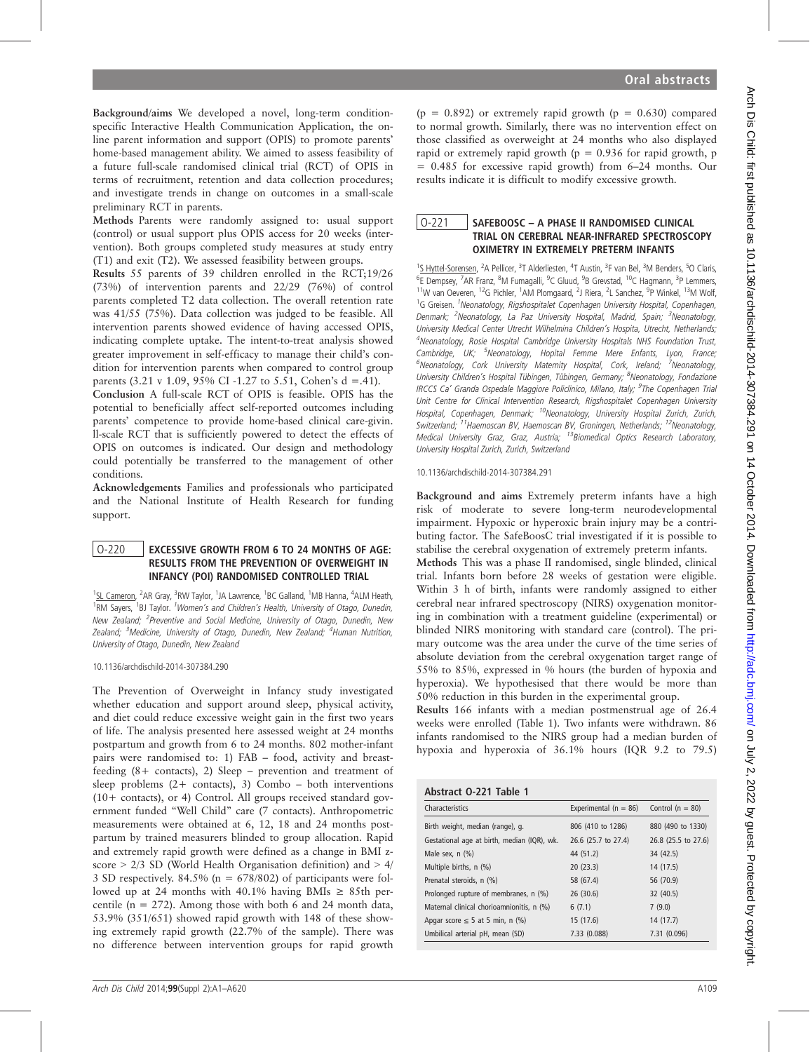**Background/aims** We developed a novel, long-term condition-specific Interactive Health Communication Application, the online parent information and support (OPIS) to promote parents' home-based management ability. We aimed to assess feasibility of a future full-scale randomised clinical trial (RCT) of OPIS in terms of recruitment, retention and data collection procedures; and investigate trends in change on outcomes in a small-scale preliminary RCT in parents.

**Methods** Parents were randomly assigned to: usual support (control) or usual support plus OPIS access for 20 weeks (intervention). Both groups completed study measures at study entry (T1) and exit (T2). We assessed feasibility between groups.

**Results** 55 parents of 39 children enrolled in the RCT;19/26 (73%) of intervention parents and 22/29 (76%) of control parents completed T2 data collection. The overall retention rate was 41/55 (75%). Data collection was judged to be feasible. All intervention parents showed evidence of having accessed OPIS, indicating complete uptake. The intent-to-treat analysis showed greater improvement in self-efficacy to manage their child's condition for intervention parents when compared to control group parents (3.21 v 1.09, 95% CI -1.27 to 5.51, Cohen's d =.41).

**Conclusion** A full-scale RCT of OPIS is feasible. OPIS has the potential to beneficially affect self-reported outcomes including parents' competence to provide home-based clinical care-givin. ll-scale RCT that is sufficiently powered to detect the effects of OPIS on outcomes is indicated. Our design and methodology could potentially be transferred to the management of other conditions.

**Acknowledgements** Families and professionals who participated and the National Institute of Health Research for funding support.

## O-220 EXCESSIVE GROWTH FROM 6 TO 24 MONTHS OF AGE: RESULTS FROM THE PREVENTION OF OVERWEIGHT IN INFANCY (POI) RANDOMISED CONTROLLED TRIAL

[1]SL Cameron, [2]AR Gray, [3]RW Taylor, [1]JA Lawrence, [1]BC Galland, [1]MB Hanna, [4]ALM Heath, [1]RM Sayers, [1]BJ Taylor. [1]*Women's and Children's Health, University of Otago, Dunedin, New Zealand;* [2]*Preventive and Social Medicine, University of Otago, Dunedin, New Zealand;* [3]*Medicine, University of Otago, Dunedin, New Zealand;* [4]*Human Nutrition, University of Otago, Dunedin, New Zealand*

10.1136/archdischild-2014-307384.290

The Prevention of Overweight in Infancy study investigated whether education and support around sleep, physical activity, and diet could reduce excessive weight gain in the first two years of life. The analysis presented here assessed weight at 24 months postpartum and growth from 6 to 24 months. 802 mother-infant pairs were randomised to: 1) FAB – food, activity and breastfeeding (8+ contacts), 2) Sleep – prevention and treatment of sleep problems (2+ contacts), 3) Combo – both interventions (10+ contacts), or 4) Control. All groups received standard government funded "Well Child" care (7 contacts). Anthropometric measurements were obtained at 6, 12, 18 and 24 months postpartum by trained measurers blinded to group allocation. Rapid and extremely rapid growth were defined as a change in BMI z-score > 2/3 SD (World Health Organisation definition) and > 4/3 SD respectively. 84.5% (n = 678/802) of participants were followed up at 24 months with 40.1% having BMIs ≥ 85th percentile (n = 272). Among those with both 6 and 24 month data, 53.9% (351/651) showed rapid growth with 148 of these showing extremely rapid growth (22.7% of the sample). There was no difference between intervention groups for rapid growth (p = 0.892) or extremely rapid growth (p = 0.630) compared to normal growth. Similarly, there was no intervention effect on those classified as overweight at 24 months who also displayed rapid or extremely rapid growth (p = 0.936 for rapid growth, p = 0.485 for excessive rapid growth) from 6–24 months. Our results indicate it is difficult to modify excessive growth.

## O-221 SAFEBOOSC – A PHASE II RANDOMISED CLINICAL TRIAL ON CEREBRAL NEAR-INFRARED SPECTROSCOPY OXIMETRY IN EXTREMELY PRETERM INFANTS

[1]S Hyttel-Sorensen, [2]A Pellicer, [3]T Alderliesten, [4]T Austin, [3]F van Bel, [3]M Benders, [5]O Claris, [6]E Dempsey, [7]AR Franz, [8]M Fumagalli, [9]C Gluud, [9]B Grevstad, [10]C Hagmann, [3]P Lemmers, [11]W van Oeveren, [12]G Pichler, [1]AM Plomgaard, [2]J Riera, [2]L Sanchez, [9]P Winkel, [13]M Wolf, [1]G Greisen. [1]*Neonatology, Rigshospitalet Copenhagen University Hospital, Copenhagen, Denmark;* [2]*Neonatology, La Paz University Hospital, Madrid, Spain;* [3]*Neonatology, University Medical Center Utrecht Wilhelmina Children's Hospita, Utrecht, Netherlands;* [4]*Neonatology, Rosie Hospital Cambridge University Hospitals NHS Foundation Trust, Cambridge, UK;* [5]*Neonatology, Hopital Femme Mere Enfants, Lyon, France;* [6]*Neonatology, Cork University Maternity Hospital, Cork, Ireland;* [7]*Neonatology, University Children's Hospital Tübingen, Tübingen, Germany;* [8]*Neonatology, Fondazione IRCCS Ca' Granda Ospedale Maggiore Policlinico, Milano, Italy;* [9]*The Copenhagen Trial Unit Centre for Clinical Intervention Research, Rigshospitalet Copenhagen University Hospital, Copenhagen, Denmark;* [10]*Neonatology, University Hospital Zurich, Zurich, Switzerland;* [11]*Haemoscan BV, Haemoscan BV, Groningen, Netherlands;* [12]*Neonatology, Medical University Graz, Graz, Austria;* [13]*Biomedical Optics Research Laboratory, University Hospital Zurich, Zurich, Switzerland*

10.1136/archdischild-2014-307384.291

**Background and aims** Extremely preterm infants have a high risk of moderate to severe long-term neurodevelopmental impairment. Hypoxic or hyperoxic brain injury may be a contributing factor. The SafeBoosC trial investigated if it is possible to stabilise the cerebral oxygenation of extremely preterm infants.

**Methods** This was a phase II randomised, single blinded, clinical trial. Infants born before 28 weeks of gestation were eligible. Within 3 h of birth, infants were randomly assigned to either cerebral near infrared spectroscopy (NIRS) oxygenation monitoring in combination with a treatment guideline (experimental) or blinded NIRS monitoring with standard care (control). The primary outcome was the area under the curve of the time series of absolute deviation from the cerebral oxygenation target range of 55% to 85%, expressed in % hours (the burden of hypoxia and hyperoxia). We hypothesised that there would be more than 50% reduction in this burden in the experimental group.

**Results** 166 infants with a median postmenstrual age of 26.4 weeks were enrolled (Table 1). Two infants were withdrawn. 86 infants randomised to the NIRS group had a median burden of hypoxia and hyperoxia of 36.1% hours (IQR 9.2 to 79.5)

**Abstract O-221 Table 1**

| Characteristics | Experimental (n = 86) | Control (n = 80) |
|---|---|---|
| Birth weight, median (range), g. | 806 (410 to 1286) | 880 (490 to 1330) |
| Gestational age at birth, median (IQR), wk. | 26.6 (25.7 to 27.4) | 26.8 (25.5 to 27.6) |
| Male sex, n (%) | 44 (51.2) | 34 (42.5) |
| Multiple births, n (%) | 20 (23.3) | 14 (17.5) |
| Prenatal steroids, n (%) | 58 (67.4) | 56 (70.9) |
| Prolonged rupture of membranes, n (%) | 26 (30.6) | 32 (40.5) |
| Maternal clinical chorioamnionitis, n (%) | 6 (7.1) | 7 (9.0) |
| Apgar score ≤ 5 at 5 min, n (%) | 15 (17.6) | 14 (17.7) |
| Umbilical arterial pH, mean (SD) | 7.33 (0.088) | 7.31 (0.096) |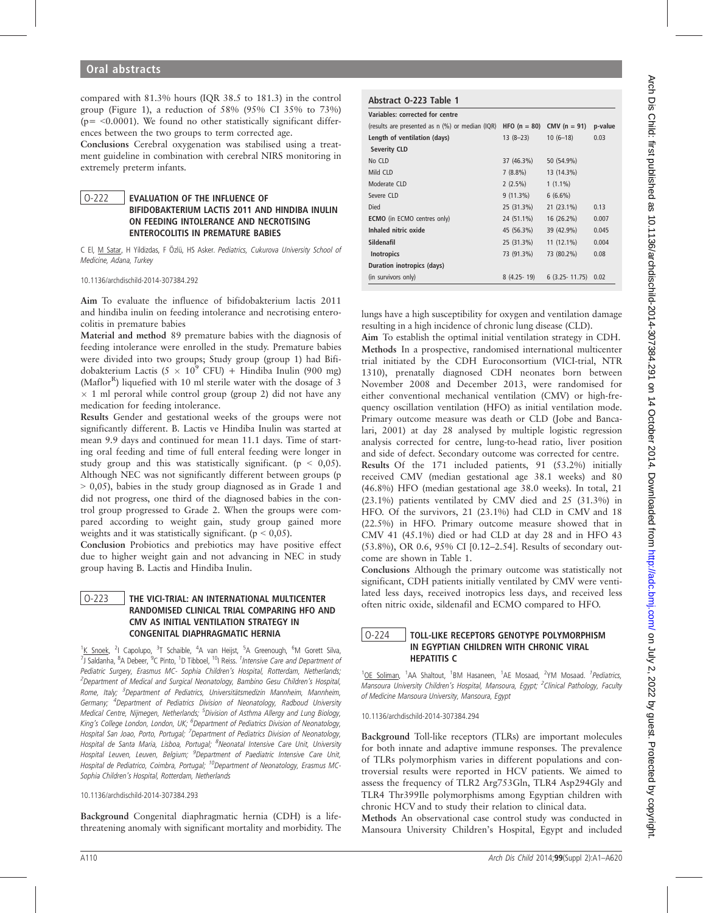compared with 81.3% hours (IQR 38.5 to 181.3) in the control group (Figure 1), a reduction of 58% (95% CI 35% to 73%) (p= <0.0001). We found no other statistically significant differences between the two groups to term corrected age.

**Conclusions** Cerebral oxygenation was stabilised using a treatment guideline in combination with cerebral NIRS monitoring in extremely preterm infants.

## O-222 EVALUATION OF THE INFLUENCE OF BIFIDOBAKTERIUM LACTIS 2011 AND HINDIBA INULIN ON FEEDING INTOLERANCE AND NECROTISING ENTEROCOLITIS IN PREMATURE BABIES

C El, M Satar, H Yildizdas, F Özlü, HS Asker. *Pediatrics, Cukurova University School of Medicine, Adana, Turkey*

10.1136/archdischild-2014-307384.292

**Aim** To evaluate the influence of bifidobakterium lactis 2011 and hindiba inulin on feeding intolerance and necrotising enterocolitis in premature babies

**Material and method** 89 premature babies with the diagnosis of feeding intolerance were enrolled in the study. Premature babies were divided into two groups; Study group (group 1) had Bifidobakterium Lactis ($5 \times 10^9$ CFU) + Hindiba Inulin (900 mg) (Maflor[R]) liquefied with 10 ml sterile water with the dosage of 3 × 1 ml peroral while control group (group 2) did not have any medication for feeding intolerance.

**Results** Gender and gestational weeks of the groups were not significantly different. B. Lactis ve Hindiba Inulin was started at mean 9.9 days and continued for mean 11.1 days. Time of starting oral feeding and time of full enteral feeding were longer in study group and this was statistically significant. ($p < 0,05$). Although NEC was not significantly different between groups ($p > 0,05$), babies in the study group diagnosed as in Grade 1 and did not progress, one third of the diagnosed babies in the control group progressed to Grade 2. When the groups were compared according to weight gain, study group gained more weights and it was statistically significant. ($p < 0,05$).

**Conclusion** Probiotics and prebiotics may have positive effect due to higher weight gain and not advancing in NEC in study group having B. Lactis and Hindiba Inulin.

## O-223 THE VICI-TRIAL: AN INTERNATIONAL MULTICENTER RANDOMISED CLINICAL TRIAL COMPARING HFO AND CMV AS INITIAL VENTILATION STRATEGY IN CONGENITAL DIAPHRAGMATIC HERNIA

[1]K Snoek, [2]I Capolupo, [3]T Schaible, [4]A van Heijst, [5]A Greenough, [6]M Gorett Silva, [7]J Saldanha, [8]A Debeer, [9]C Pinto, [1]D Tibboel, [10]I Reiss. [1]*Intensive Care and Department of Pediatric Surgery, Erasmus MC- Sophia Children's Hospital, Rotterdam, Netherlands;* [2]*Department of Medical and Surgical Neonatology, Bambino Gesu Children's Hospital, Rome, Italy;* [3]*Department of Pediatrics, Universitätsmedizin Mannheim, Mannheim, Germany;* [4]*Department of Pediatrics Division of Neonatology, Radboud University Medical Centre, Nijmegen, Netherlands;* [5]*Division of Asthma Allergy and Lung Biology, King's College London, London, UK;* [6]*Department of Pediatrics Division of Neonatology, Hospital San Joao, Porto, Portugal;* [7]*Department of Pediatrics Division of Neonatology, Hospital de Santa Maria, Lisboa, Portugal;* [8]*Neonatal Intensive Care Unit, University Hospital Leuven, Leuven, Belgium;* [9]*Department of Paediatric Intensive Care Unit, Hospital de Pediatrico, Coimbra, Portugal;* [10]*Department of Neonatology, Erasmus MC-Sophia Children's Hospital, Rotterdam, Netherlands*

10.1136/archdischild-2014-307384.293

**Background** Congenital diaphragmatic hernia (CDH) is a life-threatening anomaly with significant mortality and morbidity. The lungs have a high susceptibility for oxygen and ventilation damage resulting in a high incidence of chronic lung disease (CLD).

**Aim** To establish the optimal initial ventilation strategy in CDH.

**Methods** In a prospective, randomised international multicenter trial initiated by the CDH Euroconsortium (VICI-trial, NTR 1310), prenatally diagnosed CDH neonates born between November 2008 and December 2013, were randomised for either conventional mechanical ventilation (CMV) or high-frequency oscillation ventilation (HFO) as initial ventilation mode. Primary outcome measure was death or CLD (Jobe and Bancalari, 2001) at day 28 analysed by multiple logistic regression analysis corrected for centre, lung-to-head ratio, liver position and side of defect. Secondary outcome was corrected for centre.

**Results** Of the 171 included patients, 91 (53.2%) initially received CMV (median gestational age 38.1 weeks) and 80 (46.8%) HFO (median gestational age 38.0 weeks). In total, 21 (23.1%) patients ventilated by CMV died and 25 (31.3%) in HFO. Of the survivors, 21 (23.1%) had CLD in CMV and 18 (22.5%) in HFO. Primary outcome measure showed that in CMV 41 (45.1%) died or had CLD at day 28 and in HFO 43 (53.8%), OR 0.6, 95% CI [0.12–2.54]. Results of secondary outcome are shown in Table 1.

**Abstract O-223 Table 1**

| Variables: corrected for centre (results are presented as n (%) or median (IQR) | HFO (n = 80) | CMV (n = 91) | p-value |
|---|---|---|---|
| **Length of ventilation (days)** | 13 (8–23) | 10 (6–18) | 0.03 |
| **Severity CLD** | | | |
| No CLD | 37 (46.3%) | 50 (54.9%) | |
| Mild CLD | 7 (8.8%) | 13 (14.3%) | |
| Moderate CLD | 2 (2.5%) | 1 (1.1%) | |
| Severe CLD | 9 (11.3%) | 6 (6.6%) | |
| Died | 25 (31.3%) | 21 (23.1%) | 0.13 |
| **ECMO** (in ECMO centres only) | 24 (51.1%) | 16 (26.2%) | 0.007 |
| **Inhaled nitric oxide** | 45 (56.3%) | 39 (42.9%) | 0.045 |
| **Sildenafil** | 25 (31.3%) | 11 (12.1%) | 0.004 |
| **Inotropics** | 73 (91.3%) | 73 (80.2%) | 0.08 |
| **Duration inotropics (days)** (in survivors only) | 8 (4.25- 19) | 6 (3.25- 11.75) | 0.02 |

**Conclusions** Although the primary outcome was statistically not significant, CDH patients initially ventilated by CMV were ventilated less days, received inotropics less days, and received less often nitric oxide, sildenafil and ECMO compared to HFO.

## O-224 TOLL-LIKE RECEPTORS GENOTYPE POLYMORPHISM IN EGYPTIAN CHILDREN WITH CHRONIC VIRAL HEPATITIS C

[1]OE Soliman, [1]AA Shaltout, [1]BM Hasaneen, [1]AE Mosaad, [2]YM Mosaad. [1]*Pediatrics, Mansoura University Children's Hospital, Mansoura, Egypt;* [2]*Clinical Pathology, Faculty of Medicine Mansoura University, Mansoura, Egypt*

10.1136/archdischild-2014-307384.294

**Background** Toll-like receptors (TLRs) are important molecules for both innate and adaptive immune responses. The prevalence of TLRs polymorphism varies in different populations and controversial results were reported in HCV patients. We aimed to assess the frequency of TLR2 Arg753Gln, TLR4 Asp294Gly and TLR4 Thr399Ile polymorphisms among Egyptian children with chronic HCV and to study their relation to clinical data.

**Methods** An observational case control study was conducted in Mansoura University Children's Hospital, Egypt and included